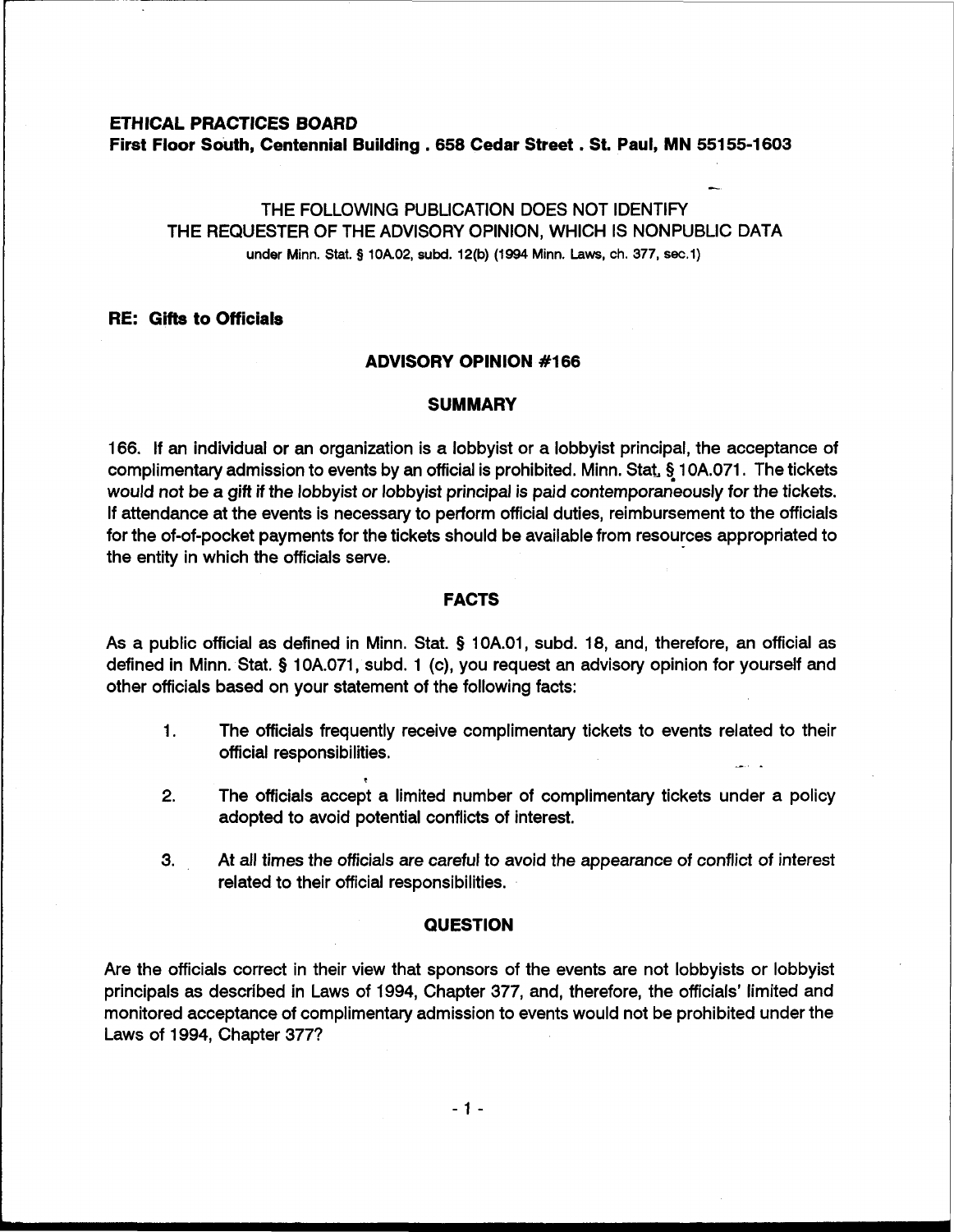**ETHICAL PRACTICES BOARD**
**First Floor South, Centennial Building . 658 Cedar Street . St. Paul, MN 55155-1603**

THE FOLLOWING PUBLICATION DOES NOT IDENTIFY
THE REQUESTER OF THE ADVISORY OPINION, WHICH IS NONPUBLIC DATA
under Minn. Stat. § 10A.02, subd. 12(b) (1994 Minn. Laws, ch. 377, sec.1)

**RE: Gifts to Officials**

## ADVISORY OPINION #166

## SUMMARY

166. If an individual or an organization is a lobbyist or a lobbyist principal, the acceptance of complimentary admission to events by an official is prohibited. Minn. Stat. § 10A.071. The tickets would not be a gift if the lobbyist or lobbyist principal is paid contemporaneously for the tickets. If attendance at the events is necessary to perform official duties, reimbursement to the officials for the of-of-pocket payments for the tickets should be available from resources appropriated to the entity in which the officials serve.

## FACTS

As a public official as defined in Minn. Stat. § 10A.01, subd. 18, and, therefore, an official as defined in Minn. Stat. § 10A.071, subd. 1 (c), you request an advisory opinion for yourself and other officials based on your statement of the following facts:

1. The officials frequently receive complimentary tickets to events related to their official responsibilities.

2. The officials accept a limited number of complimentary tickets under a policy adopted to avoid potential conflicts of interest.

3. At all times the officials are careful to avoid the appearance of conflict of interest related to their official responsibilities.

## QUESTION

Are the officials correct in their view that sponsors of the events are not lobbyists or lobbyist principals as described in Laws of 1994, Chapter 377, and, therefore, the officials' limited and monitored acceptance of complimentary admission to events would not be prohibited under the Laws of 1994, Chapter 377?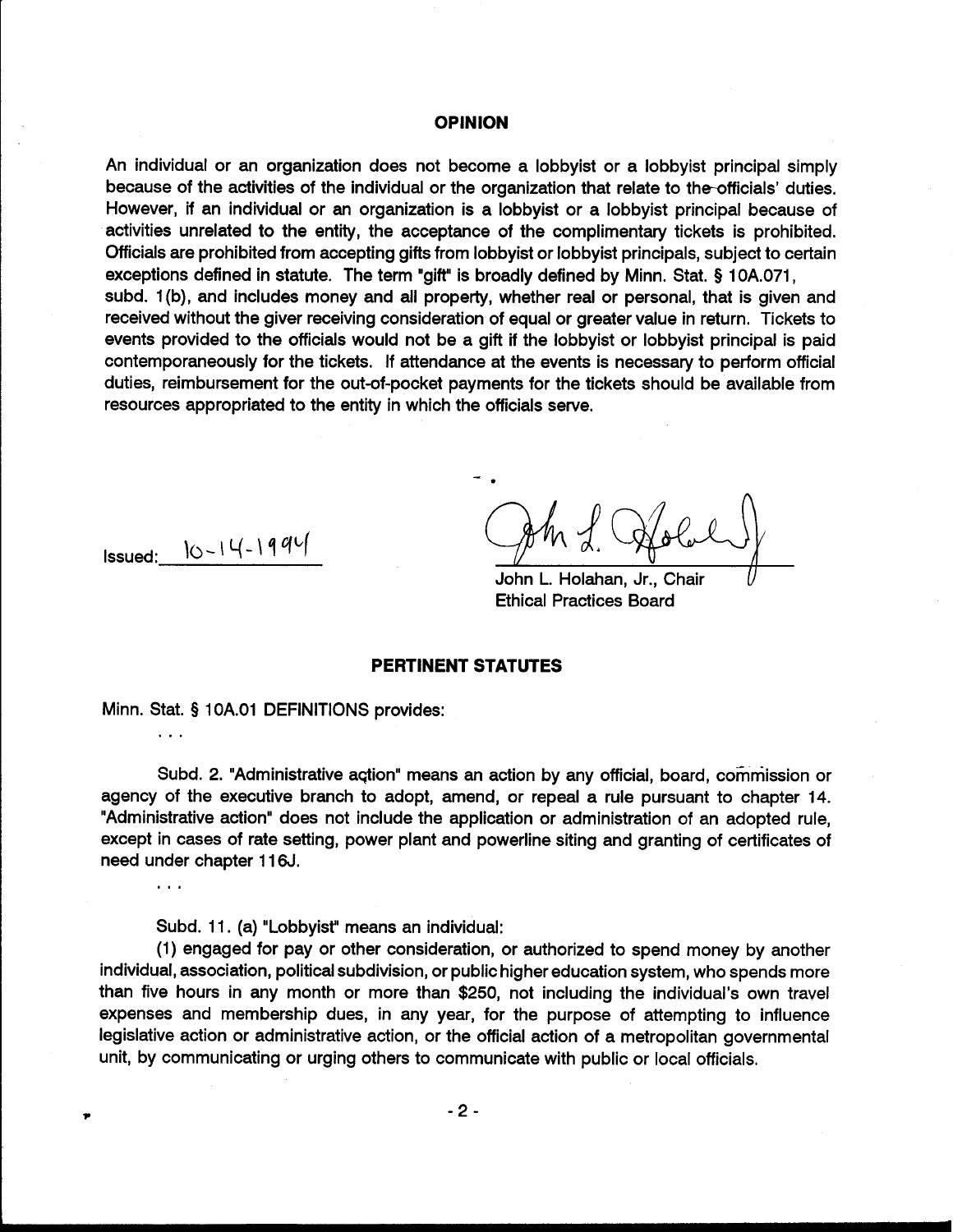## OPINION

An individual or an organization does not become a lobbyist or a lobbyist principal simply because of the activities of the individual or the organization that relate to the officials' duties. However, if an individual or an organization is a lobbyist or a lobbyist principal because of activities unrelated to the entity, the acceptance of the complimentary tickets is prohibited. Officials are prohibited from accepting gifts from lobbyist or lobbyist principals, subject to certain exceptions defined in statute. The term "gift" is broadly defined by Minn. Stat. § 10A.071, subd. 1(b), and includes money and all property, whether real or personal, that is given and received without the giver receiving consideration of equal or greater value in return. Tickets to events provided to the officials would not be a gift if the lobbyist or lobbyist principal is paid contemporaneously for the tickets. If attendance at the events is necessary to perform official duties, reimbursement for the out-of-pocket payments for the tickets should be available from resources appropriated to the entity in which the officials serve.

Issued: 10-14-1994

John L. Holahan, Jr., Chair
Ethical Practices Board

## PERTINENT STATUTES

Minn. Stat. § 10A.01 DEFINITIONS provides:

...

Subd. 2. "Administrative action" means an action by any official, board, commission or agency of the executive branch to adopt, amend, or repeal a rule pursuant to chapter 14. "Administrative action" does not include the application or administration of an adopted rule, except in cases of rate setting, power plant and powerline siting and granting of certificates of need under chapter 116J.

...

Subd. 11. (a) "Lobbyist" means an individual:

(1) engaged for pay or other consideration, or authorized to spend money by another individual, association, political subdivision, or public higher education system, who spends more than five hours in any month or more than $250, not including the individual's own travel expenses and membership dues, in any year, for the purpose of attempting to influence legislative action or administrative action, or the official action of a metropolitan governmental unit, by communicating or urging others to communicate with public or local officials.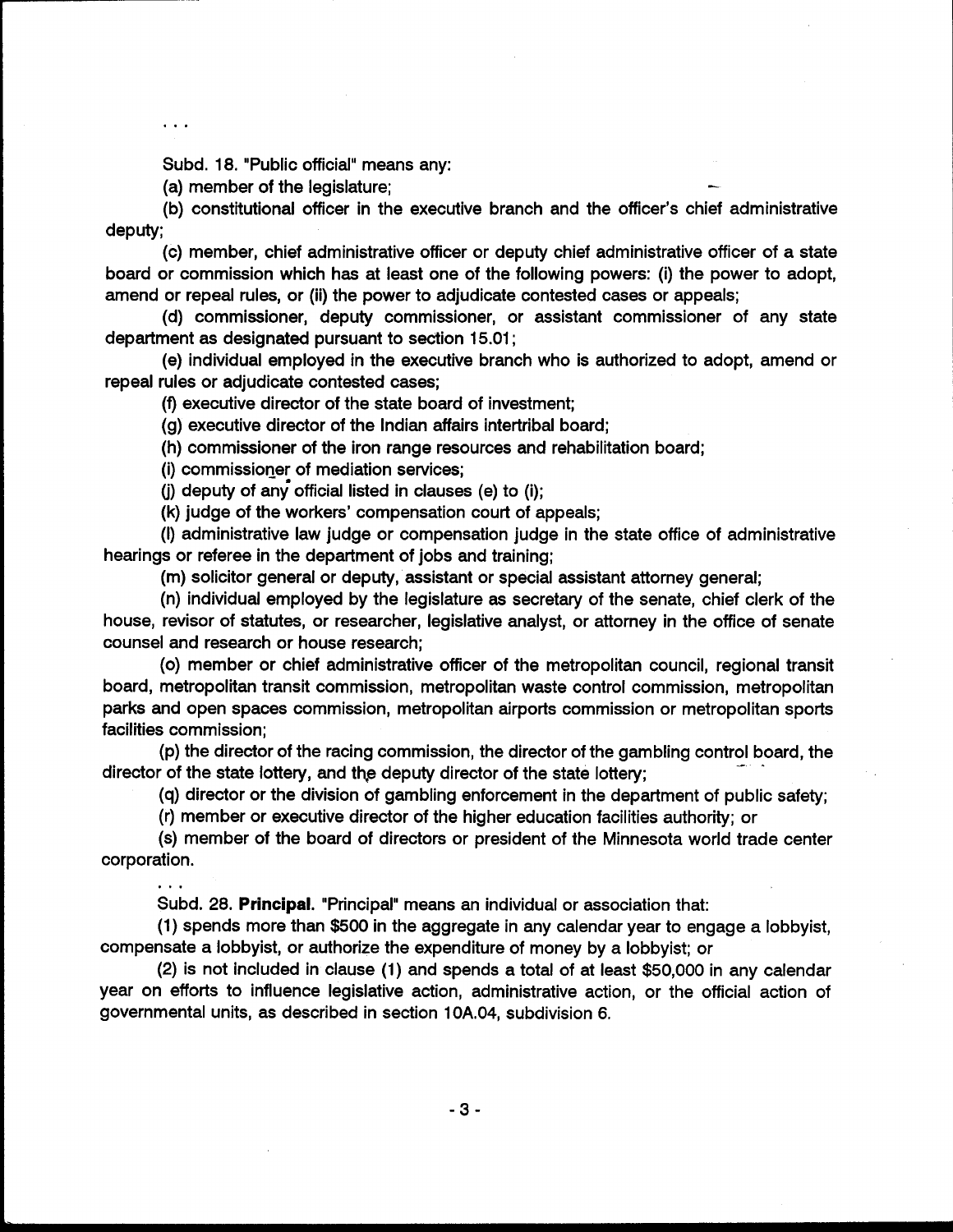. . .

Subd. 18. "Public official" means any:

(a) member of the legislature;

(b) constitutional officer in the executive branch and the officer's chief administrative deputy;

(c) member, chief administrative officer or deputy chief administrative officer of a state board or commission which has at least one of the following powers: (i) the power to adopt, amend or repeal rules, or (ii) the power to adjudicate contested cases or appeals;

(d) commissioner, deputy commissioner, or assistant commissioner of any state department as designated pursuant to section 15.01;

(e) individual employed in the executive branch who is authorized to adopt, amend or repeal rules or adjudicate contested cases;

(f) executive director of the state board of investment;

(g) executive director of the Indian affairs intertribal board;

(h) commissioner of the iron range resources and rehabilitation board;

(i) commissioner of mediation services;

(j) deputy of any official listed in clauses (e) to (i);

(k) judge of the workers' compensation court of appeals;

(l) administrative law judge or compensation judge in the state office of administrative hearings or referee in the department of jobs and training;

(m) solicitor general or deputy, assistant or special assistant attorney general;

(n) individual employed by the legislature as secretary of the senate, chief clerk of the house, revisor of statutes, or researcher, legislative analyst, or attorney in the office of senate counsel and research or house research;

(o) member or chief administrative officer of the metropolitan council, regional transit board, metropolitan transit commission, metropolitan waste control commission, metropolitan parks and open spaces commission, metropolitan airports commission or metropolitan sports facilities commission;

(p) the director of the racing commission, the director of the gambling control board, the director of the state lottery, and the deputy director of the state lottery;

(q) director or the division of gambling enforcement in the department of public safety;

(r) member or executive director of the higher education facilities authority; or

(s) member of the board of directors or president of the Minnesota world trade center corporation.

. . .

Subd. 28. **Principal.** "Principal" means an individual or association that:

(1) spends more than $500 in the aggregate in any calendar year to engage a lobbyist, compensate a lobbyist, or authorize the expenditure of money by a lobbyist; or

(2) is not included in clause (1) and spends a total of at least $50,000 in any calendar year on efforts to influence legislative action, administrative action, or the official action of governmental units, as described in section 10A.04, subdivision 6.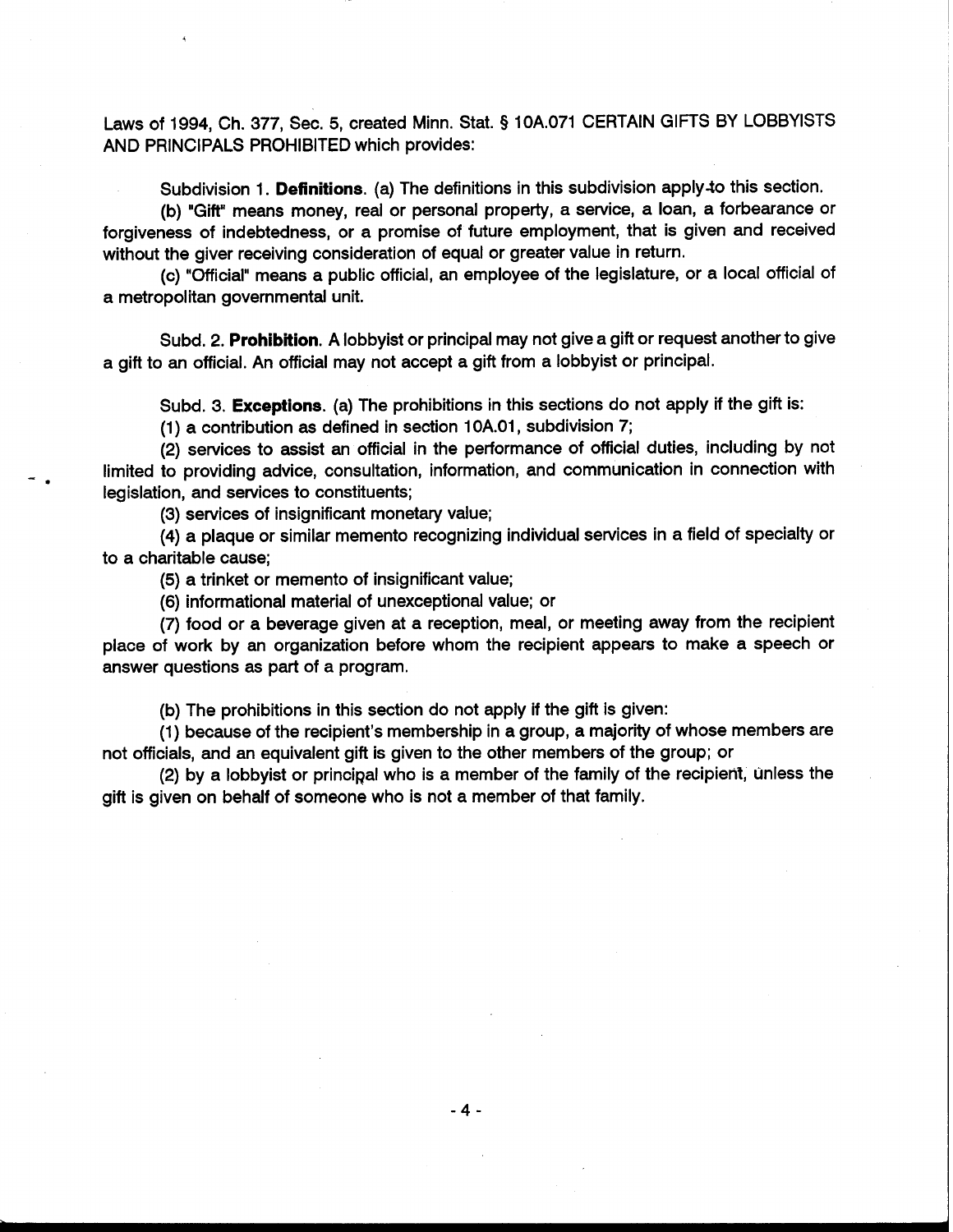Laws of 1994, Ch. 377, Sec. 5, created Minn. Stat. § 10A.071 CERTAIN GIFTS BY LOBBYISTS AND PRINCIPALS PROHIBITED which provides:

Subdivision 1. **Definitions**. (a) The definitions in this subdivision apply to this section.

(b) "Gift" means money, real or personal property, a service, a loan, a forbearance or forgiveness of indebtedness, or a promise of future employment, that is given and received without the giver receiving consideration of equal or greater value in return.

(c) "Official" means a public official, an employee of the legislature, or a local official of a metropolitan governmental unit.

Subd. 2. **Prohibition**. A lobbyist or principal may not give a gift or request another to give a gift to an official. An official may not accept a gift from a lobbyist or principal.

Subd. 3. **Exceptions**. (a) The prohibitions in this sections do not apply if the gift is:

(1) a contribution as defined in section 10A.01, subdivision 7;

(2) services to assist an official in the performance of official duties, including by not limited to providing advice, consultation, information, and communication in connection with legislation, and services to constituents;

(3) services of insignificant monetary value;

(4) a plaque or similar memento recognizing individual services in a field of specialty or to a charitable cause;

(5) a trinket or memento of insignificant value;

(6) informational material of unexceptional value; or

(7) food or a beverage given at a reception, meal, or meeting away from the recipient place of work by an organization before whom the recipient appears to make a speech or answer questions as part of a program.

(b) The prohibitions in this section do not apply if the gift is given:

(1) because of the recipient's membership in a group, a majority of whose members are not officials, and an equivalent gift is given to the other members of the group; or

(2) by a lobbyist or principal who is a member of the family of the recipient, unless the gift is given on behalf of someone who is not a member of that family.